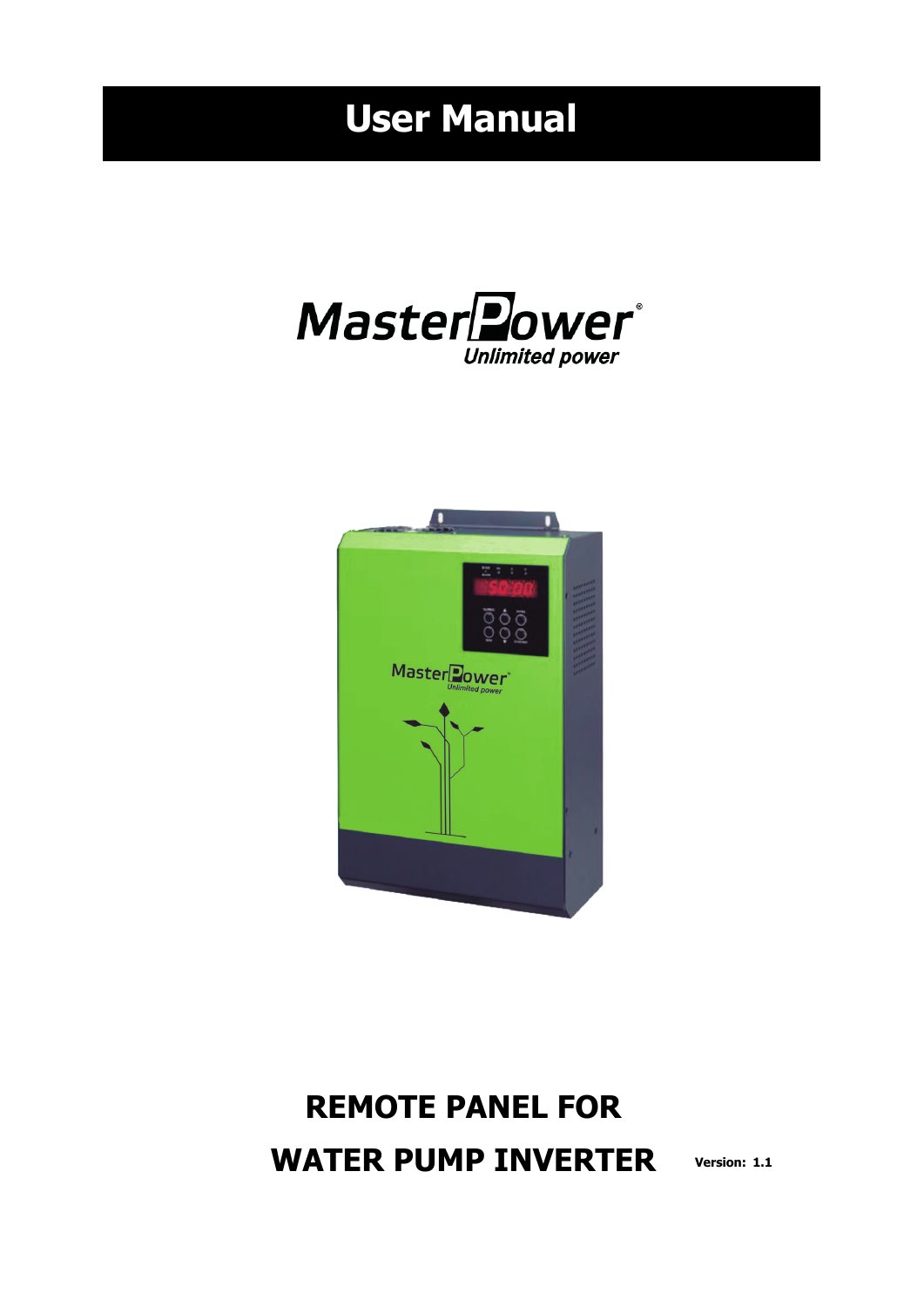# User Manual

MasterPower
Unlimited power

## REMOTE PANEL FOR WATER PUMP INVERTER

Version: 1.1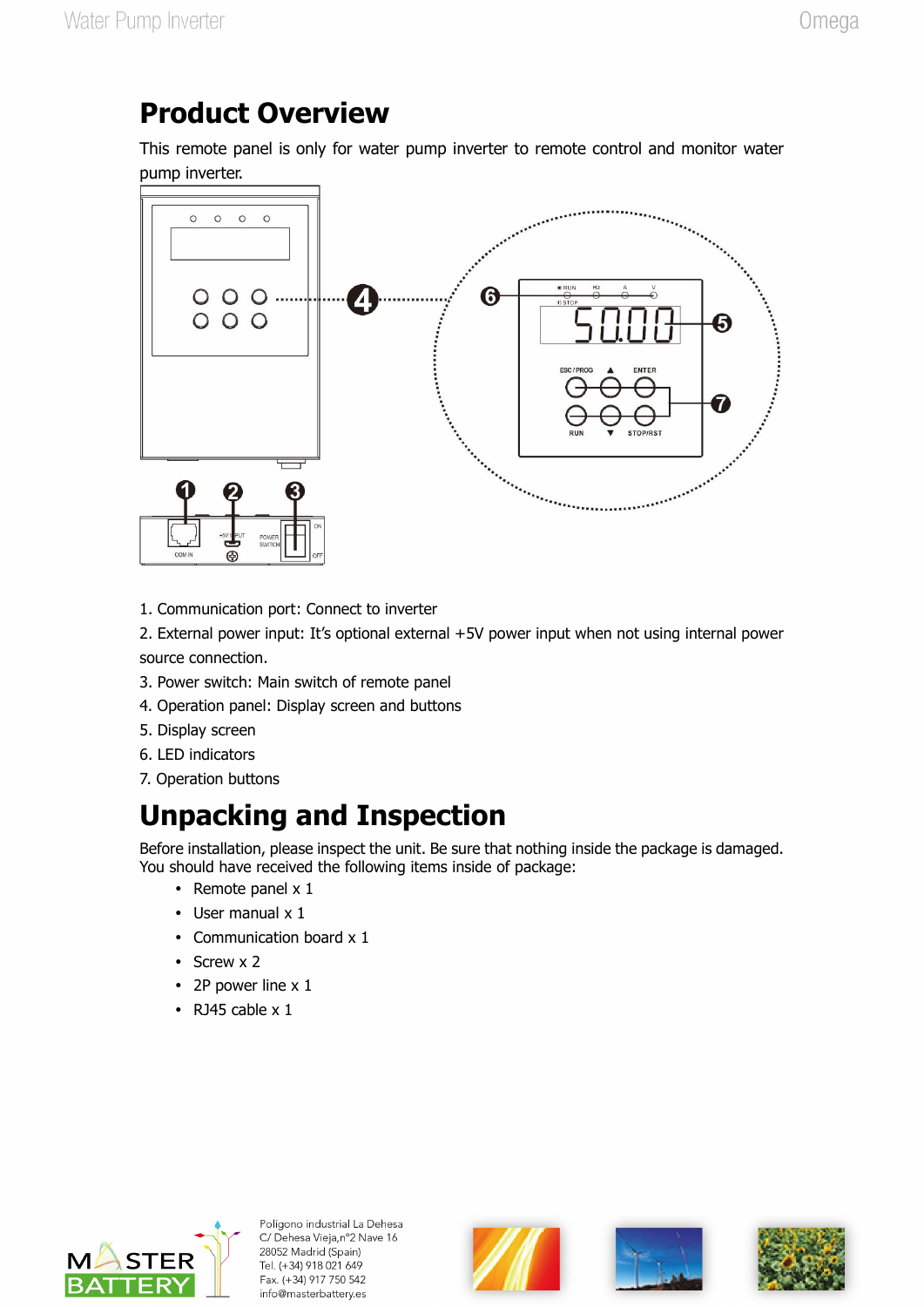# Product Overview

This remote panel is only for water pump inverter to remote control and monitor water pump inverter.

1. Communication port: Connect to inverter
2. External power input: It's optional external +5V power input when not using internal power source connection.
3. Power switch: Main switch of remote panel
4. Operation panel: Display screen and buttons
5. Display screen
6. LED indicators
7. Operation buttons

# Unpacking and Inspection

Before installation, please inspect the unit. Be sure that nothing inside the package is damaged. You should have received the following items inside of package:

- Remote panel x 1
- User manual x 1
- Communication board x 1
- Screw x 2
- 2P power line x 1
- RJ45 cable x 1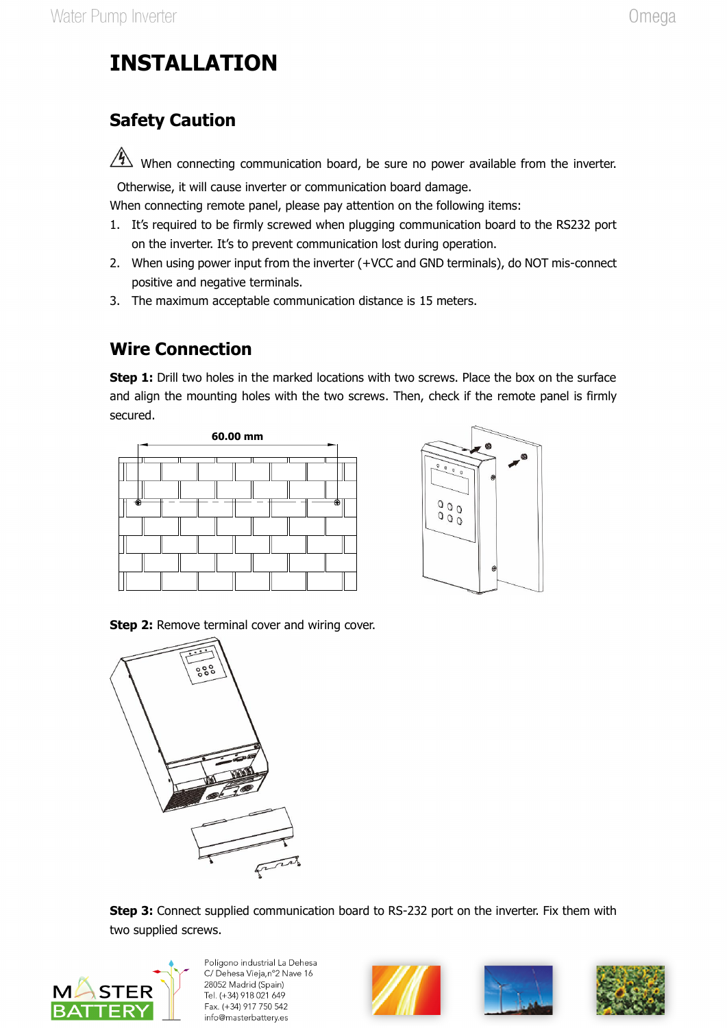# INSTALLATION

## Safety Caution

⚠ When connecting communication board, be sure no power available from the inverter. Otherwise, it will cause inverter or communication board damage.

When connecting remote panel, please pay attention on the following items:

1. It's required to be firmly screwed when plugging communication board to the RS232 port on the inverter. It's to prevent communication lost during operation.
2. When using power input from the inverter (+VCC and GND terminals), do NOT mis-connect positive and negative terminals.
3. The maximum acceptable communication distance is 15 meters.

## Wire Connection

**Step 1:** Drill two holes in the marked locations with two screws. Place the box on the surface and align the mounting holes with the two screws. Then, check if the remote panel is firmly secured.

60.00 mm

**Step 2:** Remove terminal cover and wiring cover.

**Step 3:** Connect supplied communication board to RS-232 port on the inverter. Fix them with two supplied screws.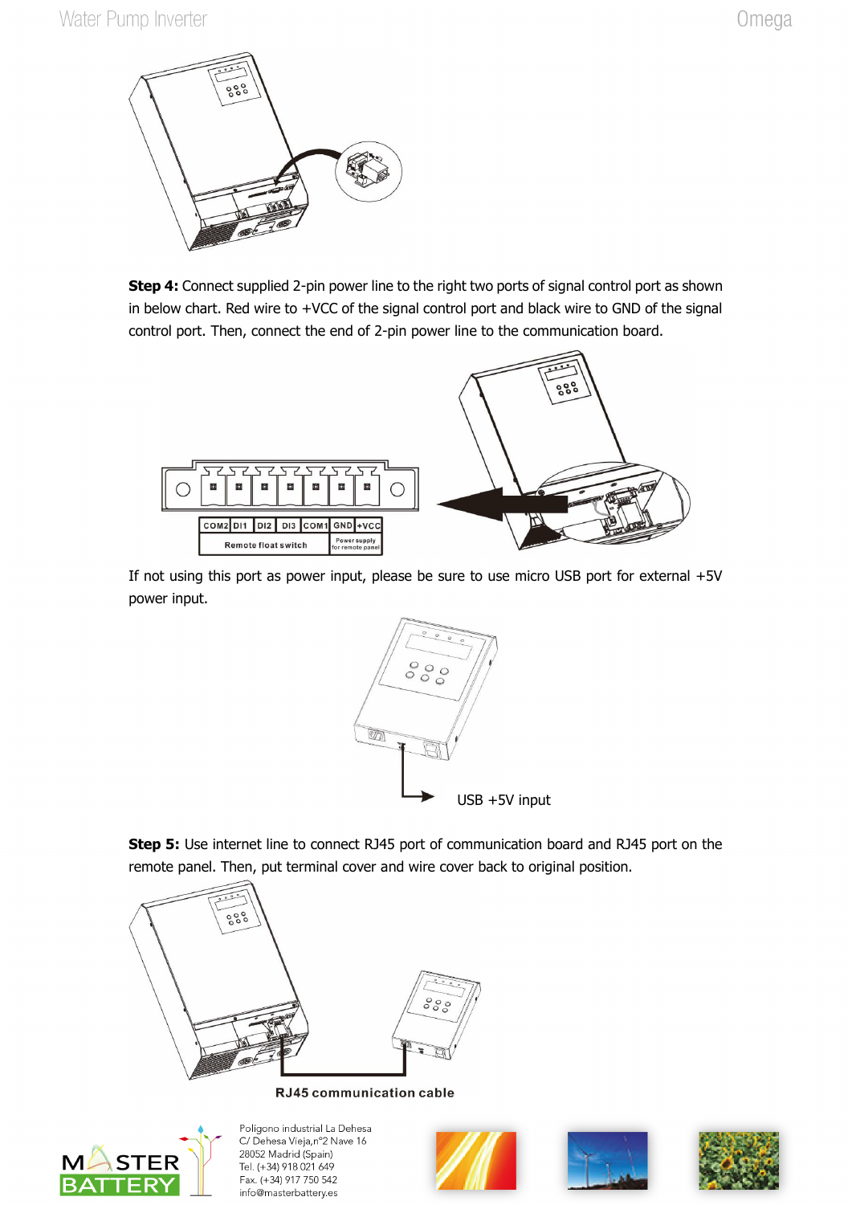**Step 4:** Connect supplied 2-pin power line to the right two ports of signal control port as shown in below chart. Red wire to +VCC of the signal control port and black wire to GND of the signal control port. Then, connect the end of 2-pin power line to the communication board.

| COM2 | DI1 | DI2 | DI3 | COM1 | GND | +VCC |
|---|---|---|---|---|---|---|
| Remote float switch | | | | | Power supply for remote panel | |

If not using this port as power input, please be sure to use micro USB port for external +5V power input.

USB +5V input

**Step 5:** Use internet line to connect RJ45 port of communication board and RJ45 port on the remote panel. Then, put terminal cover and wire cover back to original position.

**RJ45 communication cable**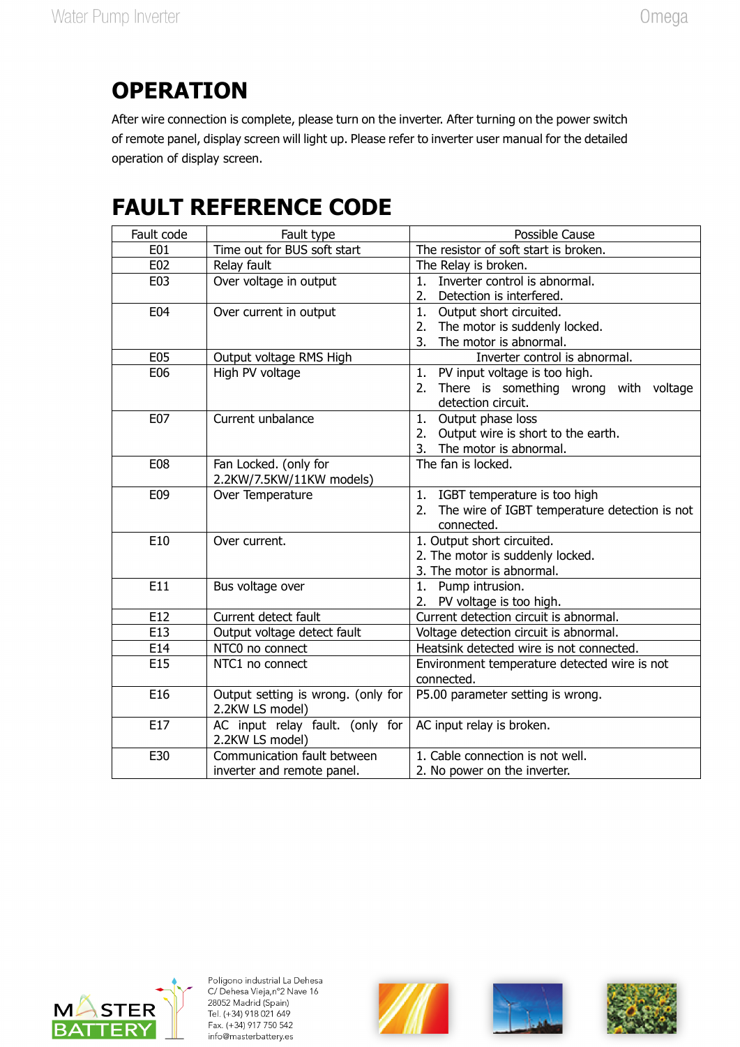# OPERATION

After wire connection is complete, please turn on the inverter. After turning on the power switch of remote panel, display screen will light up. Please refer to inverter user manual for the detailed operation of display screen.

# FAULT REFERENCE CODE

| Fault code | Fault type | Possible Cause |
|---|---|---|
| E01 | Time out for BUS soft start | The resistor of soft start is broken. |
| E02 | Relay fault | The Relay is broken. |
| E03 | Over voltage in output | 1. Inverter control is abnormal.<br>2. Detection is interfered. |
| E04 | Over current in output | 1. Output short circuited.<br>2. The motor is suddenly locked.<br>3. The motor is abnormal. |
| E05 | Output voltage RMS High | Inverter control is abnormal. |
| E06 | High PV voltage | 1. PV input voltage is too high.<br>2. There is something wrong with voltage detection circuit. |
| E07 | Current unbalance | 1. Output phase loss<br>2. Output wire is short to the earth.<br>3. The motor is abnormal. |
| E08 | Fan Locked. (only for 2.2KW/7.5KW/11KW models) | The fan is locked. |
| E09 | Over Temperature | 1. IGBT temperature is too high<br>2. The wire of IGBT temperature detection is not connected. |
| E10 | Over current. | 1. Output short circuited.<br>2. The motor is suddenly locked.<br>3. The motor is abnormal. |
| E11 | Bus voltage over | 1. Pump intrusion.<br>2. PV voltage is too high. |
| E12 | Current detect fault | Current detection circuit is abnormal. |
| E13 | Output voltage detect fault | Voltage detection circuit is abnormal. |
| E14 | NTC0 no connect | Heatsink detected wire is not connected. |
| E15 | NTC1 no connect | Environment temperature detected wire is not connected. |
| E16 | Output setting is wrong. (only for 2.2KW LS model) | P5.00 parameter setting is wrong. |
| E17 | AC input relay fault. (only for 2.2KW LS model) | AC input relay is broken. |
| E30 | Communication fault between inverter and remote panel. | 1. Cable connection is not well.<br>2. No power on the inverter. |

MASTER BATTERY

Poligono industrial La Dehesa
C/ Dehesa Vieja,n°2 Nave 16
28052 Madrid (Spain)
Tel. (+34) 918 021 649
Fax. (+34) 917 750 542
info@masterbattery.es